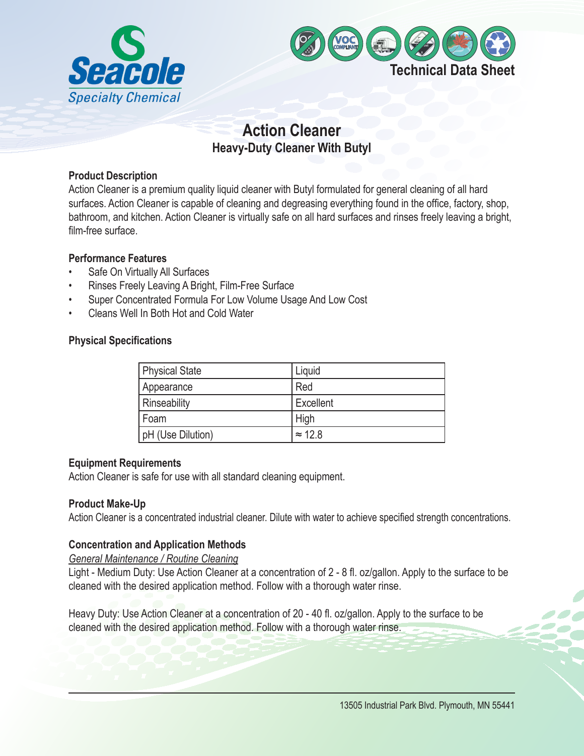Seacole
Specialty Chemical

Technical Data Sheet

# Action Cleaner

## Heavy-Duty Cleaner With Butyl

### Product Description

Action Cleaner is a premium quality liquid cleaner with Butyl formulated for general cleaning of all hard surfaces. Action Cleaner is capable of cleaning and degreasing everything found in the office, factory, shop, bathroom, and kitchen. Action Cleaner is virtually safe on all hard surfaces and rinses freely leaving a bright, film-free surface.

### Performance Features

- Safe On Virtually All Surfaces
- Rinses Freely Leaving A Bright, Film-Free Surface
- Super Concentrated Formula For Low Volume Usage And Low Cost
- Cleans Well In Both Hot and Cold Water

### Physical Specifications

| Physical State | Liquid |
|---|---|
| Appearance | Red |
| Rinseability | Excellent |
| Foam | High |
| pH (Use Dilution) | ≈ 12.8 |

### Equipment Requirements

Action Cleaner is safe for use with all standard cleaning equipment.

### Product Make-Up

Action Cleaner is a concentrated industrial cleaner. Dilute with water to achieve specified strength concentrations.

### Concentration and Application Methods

*General Maintenance / Routine Cleaning*

Light - Medium Duty: Use Action Cleaner at a concentration of 2 - 8 fl. oz/gallon. Apply to the surface to be cleaned with the desired application method. Follow with a thorough water rinse.

Heavy Duty: Use Action Cleaner at a concentration of 20 - 40 fl. oz/gallon. Apply to the surface to be cleaned with the desired application method. Follow with a thorough water rinse.

13505 Industrial Park Blvd. Plymouth, MN 55441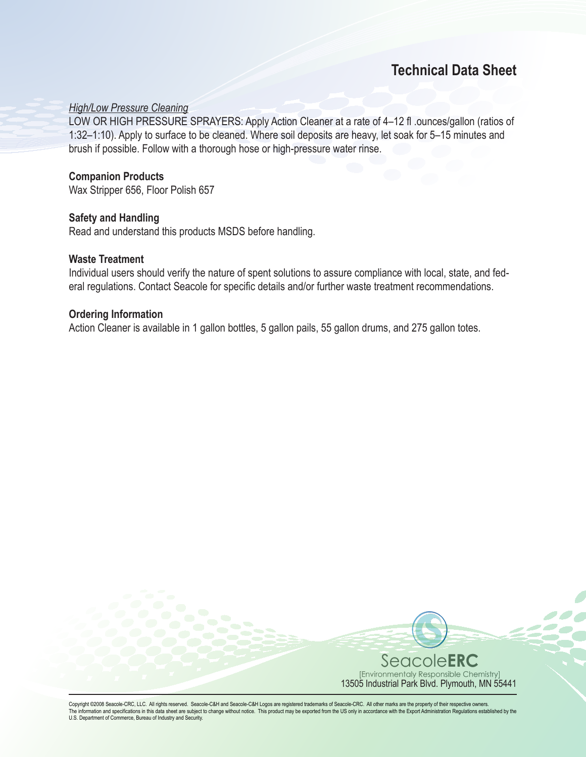# Technical Data Sheet

*High/Low Pressure Cleaning*

LOW OR HIGH PRESSURE SPRAYERS: Apply Action Cleaner at a rate of 4–12 fl .ounces/gallon (ratios of 1:32–1:10). Apply to surface to be cleaned. Where soil deposits are heavy, let soak for 5–15 minutes and brush if possible. Follow with a thorough hose or high-pressure water rinse.

## Companion Products

Wax Stripper 656, Floor Polish 657

## Safety and Handling

Read and understand this products MSDS before handling.

## Waste Treatment

Individual users should verify the nature of spent solutions to assure compliance with local, state, and federal regulations. Contact Seacole for specific details and/or further waste treatment recommendations.

## Ordering Information

Action Cleaner is available in 1 gallon bottles, 5 gallon pails, 55 gallon drums, and 275 gallon totes.

Seacole**ERC**

[Environmentaly Responsible Chemistry]

13505 Industrial Park Blvd. Plymouth, MN 55441

Copyright ©2008 Seacole-CRC, LLC. All rights reserved. Seacole-C&H and Seacole-C&H Logos are registered trademarks of Seacole-CRC. All other marks are the property of their respective owners. The information and specifications in this data sheet are subject to change without notice. This product may be exported from the US only in accordance with the Export Administration Regulations established by the U.S. Department of Commerce, Bureau of Industry and Security.